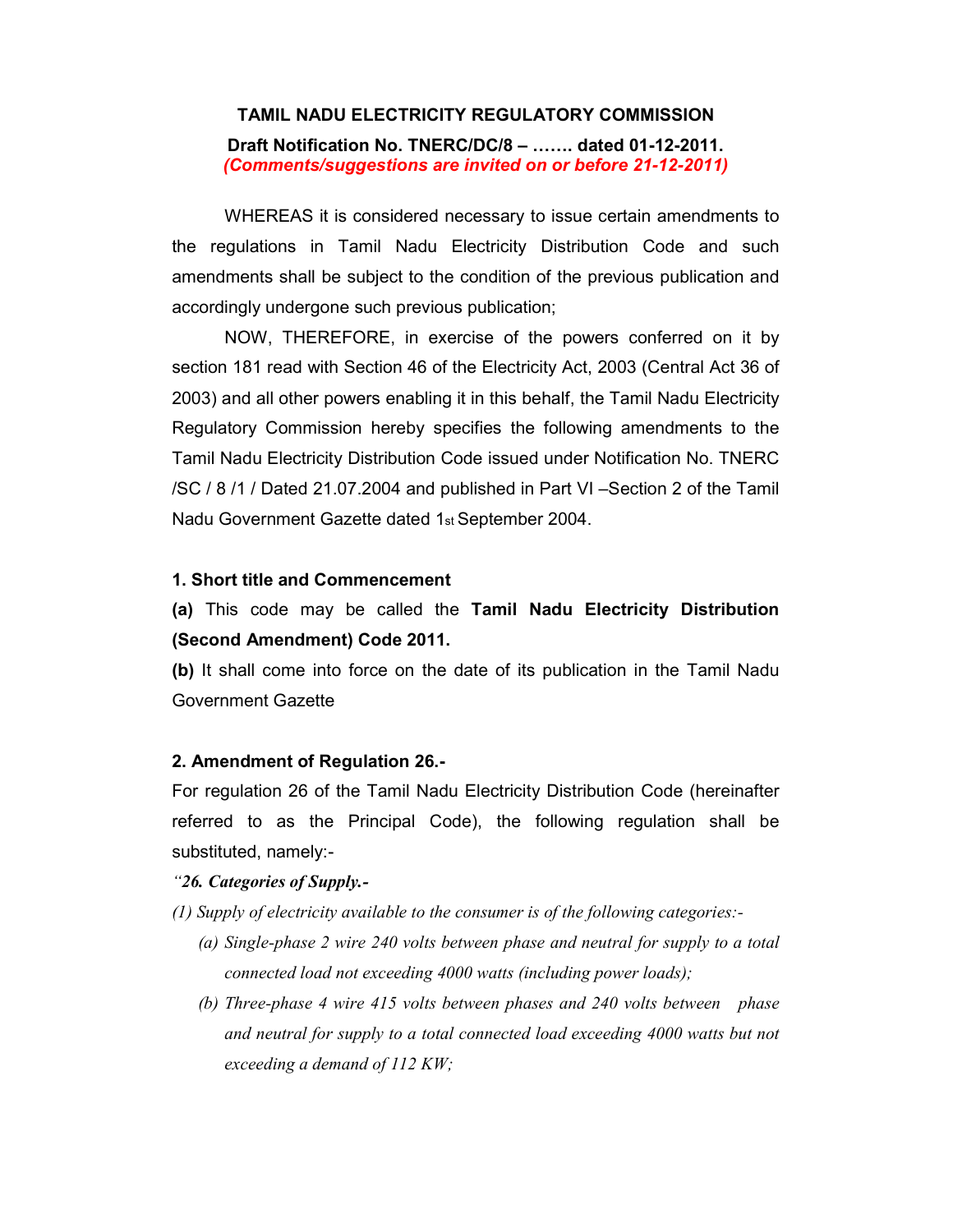**TAMIL NADU ELECTRICITY REGULATORY COMMISSION**

**Draft Notification No. TNERC/DC/8 – ……. dated 01-12-2011.**
***(Comments/suggestions are invited on or before 21-12-2011)***

WHEREAS it is considered necessary to issue certain amendments to the regulations in Tamil Nadu Electricity Distribution Code and such amendments shall be subject to the condition of the previous publication and accordingly undergone such previous publication;

NOW, THEREFORE, in exercise of the powers conferred on it by section 181 read with Section 46 of the Electricity Act, 2003 (Central Act 36 of 2003) and all other powers enabling it in this behalf, the Tamil Nadu Electricity Regulatory Commission hereby specifies the following amendments to the Tamil Nadu Electricity Distribution Code issued under Notification No. TNERC /SC / 8 /1 / Dated 21.07.2004 and published in Part VI –Section 2 of the Tamil Nadu Government Gazette dated 1st September 2004.

**1. Short title and Commencement**

**(a)** This code may be called the **Tamil Nadu Electricity Distribution (Second Amendment) Code 2011.**

**(b)** It shall come into force on the date of its publication in the Tamil Nadu Government Gazette

**2. Amendment of Regulation 26.-**

For regulation 26 of the Tamil Nadu Electricity Distribution Code (hereinafter referred to as the Principal Code), the following regulation shall be substituted, namely:-

***"26. Categories of Supply.-***

*(1) Supply of electricity available to the consumer is of the following categories:-*

*(a) Single-phase 2 wire 240 volts between phase and neutral for supply to a total connected load not exceeding 4000 watts (including power loads);*

*(b) Three-phase 4 wire 415 volts between phases and 240 volts between phase and neutral for supply to a total connected load exceeding 4000 watts but not exceeding a demand of 112 KW;*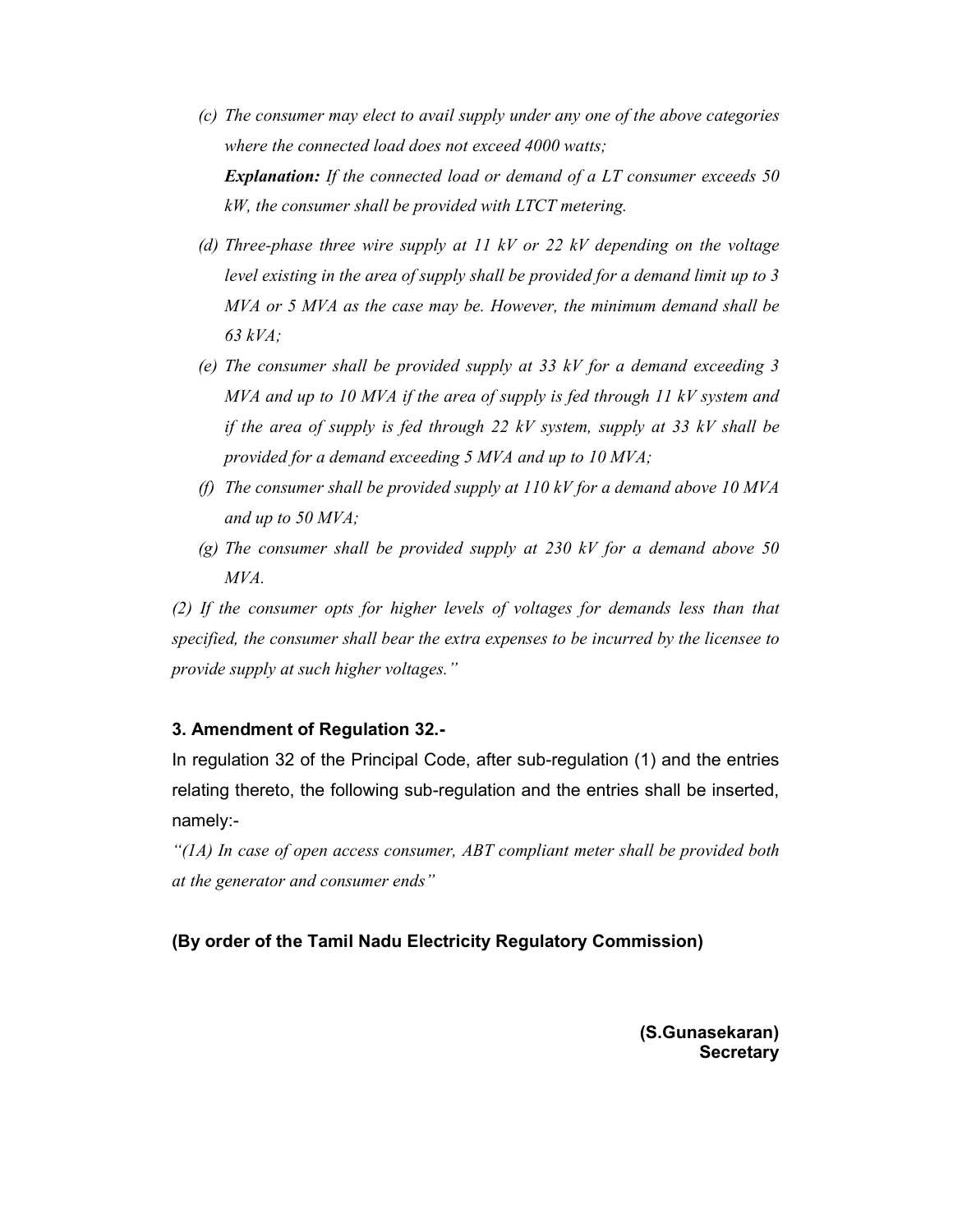*(c) The consumer may elect to avail supply under any one of the above categories where the connected load does not exceed 4000 watts;*

***Explanation:*** *If the connected load or demand of a LT consumer exceeds 50 kW, the consumer shall be provided with LTCT metering.*

*(d) Three-phase three wire supply at 11 kV or 22 kV depending on the voltage level existing in the area of supply shall be provided for a demand limit up to 3 MVA or 5 MVA as the case may be. However, the minimum demand shall be 63 kVA;*

*(e) The consumer shall be provided supply at 33 kV for a demand exceeding 3 MVA and up to 10 MVA if the area of supply is fed through 11 kV system and if the area of supply is fed through 22 kV system, supply at 33 kV shall be provided for a demand exceeding 5 MVA and up to 10 MVA;*

*(f) The consumer shall be provided supply at 110 kV for a demand above 10 MVA and up to 50 MVA;*

*(g) The consumer shall be provided supply at 230 kV for a demand above 50 MVA.*

*(2) If the consumer opts for higher levels of voltages for demands less than that specified, the consumer shall bear the extra expenses to be incurred by the licensee to provide supply at such higher voltages."*

**3. Amendment of Regulation 32.-**

In regulation 32 of the Principal Code, after sub-regulation (1) and the entries relating thereto, the following sub-regulation and the entries shall be inserted, namely:-

*"(1A) In case of open access consumer, ABT compliant meter shall be provided both at the generator and consumer ends"*

**(By order of the Tamil Nadu Electricity Regulatory Commission)**

**(S.Gunasekaran)**
**Secretary**